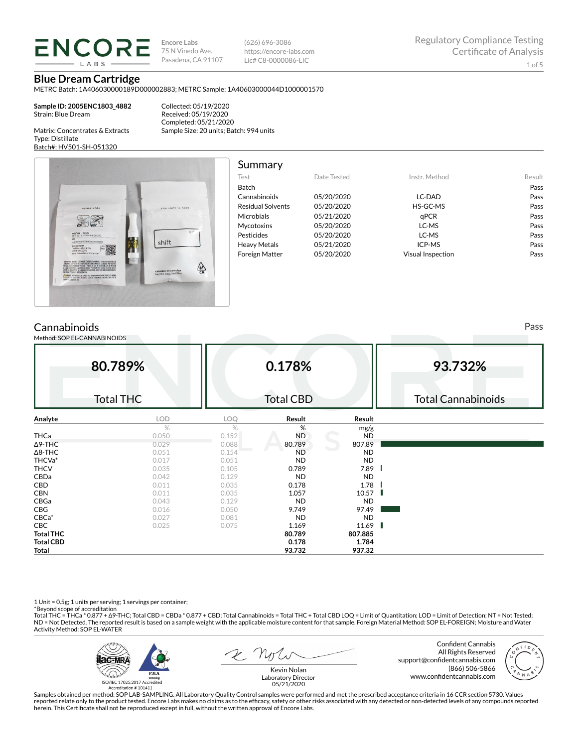ENCORE LABS

Encore Labs
75 N Vinedo Ave.
Pasadena, CA 91107

(626) 696-3086
https://encore-labs.com
Lic# C8-0000086-LIC

Regulatory Compliance Testing
Certificate of Analysis

# Blue Dream Cartridge

METRC Batch: 1A406030000189D000002883; METRC Sample: 1A40603000044D1000001570

**Sample ID: 2005ENC1803_4882**
Strain: Blue Dream

Matrix: Concentrates & Extracts
Type: Distillate
Batch#: HV501-SH-051320

Collected: 05/19/2020
Received: 05/19/2020
Completed: 05/21/2020
Sample Size: 20 units; Batch: 994 units

## Summary

| Test | Date Tested | Instr. Method | Result |
|---|---|---|---|
| Batch | | | Pass |
| Cannabinoids | 05/20/2020 | LC-DAD | Pass |
| Residual Solvents | 05/20/2020 | HS-GC-MS | Pass |
| Microbials | 05/21/2020 | qPCR | Pass |
| Mycotoxins | 05/20/2020 | LC-MS | Pass |
| Pesticides | 05/20/2020 | LC-MS | Pass |
| Heavy Metals | 05/21/2020 | ICP-MS | Pass |
| Foreign Matter | 05/20/2020 | Visual Inspection | Pass |

## Cannabinoids

Pass

Method: SOP EL-CANNABINOIDS

| 80.789% | 0.178% | 93.732% |
|---|---|---|
| Total THC | Total CBD | Total Cannabinoids |

| Analyte | LOD | LOQ | Result | Result |
|---|---|---|---|---|
| | % | % | % | mg/g |
| THCa | 0.050 | 0.152 | ND | ND |
| Δ9-THC | 0.029 | 0.088 | 80.789 | 807.89 |
| Δ8-THC | 0.051 | 0.154 | ND | ND |
| THCVa* | 0.017 | 0.051 | ND | ND |
| THCV | 0.035 | 0.105 | 0.789 | 7.89 |
| CBDa | 0.042 | 0.129 | ND | ND |
| CBD | 0.011 | 0.035 | 0.178 | 1.78 |
| CBN | 0.011 | 0.035 | 1.057 | 10.57 |
| CBGa | 0.043 | 0.129 | ND | ND |
| CBG | 0.016 | 0.050 | 9.749 | 97.49 |
| CBCa* | 0.027 | 0.081 | ND | ND |
| CBC | 0.025 | 0.075 | 1.169 | 11.69 |
| **Total THC** | | | **80.789** | **807.885** |
| **Total CBD** | | | **0.178** | **1.784** |
| **Total** | | | **93.732** | **937.32** |

1 Unit = 0.5g; 1 units per serving; 1 servings per container;
*Beyond scope of accreditation
Total THC = THCa * 0.877 + Δ9-THC; Total CBD = CBDa * 0.877 + CBD; Total Cannabinoids = Total THC + Total CBD LOQ = Limit of Quantitation; LOD = Limit of Detection; NT = Not Tested; ND = Not Detected. The reported result is based on a sample weight with the applicable moisture content for that sample. Foreign Material Method: SOP EL-FOREIGN; Moisture and Water Activity Method: SOP EL-WATER

ISO/IEC 17025:2017 Accredited
Accreditation # 101411

Kevin Nolan
Laboratory Director
05/21/2020

Confident Cannabis
All Rights Reserved
support@confidentcannabis.com
(866) 506-5866
www.confidentcannabis.com

Samples obtained per method: SOP LAB-SAMPLING. All Laboratory Quality Control samples were performed and met the prescribed acceptance criteria in 16 CCR section 5730. Values reported relate only to the product tested. Encore Labs makes no claims as to the efficacy, safety or other risks associated with any detected or non-detected levels of any compounds reported herein. This Certificate shall not be reproduced except in full, without the written approval of Encore Labs.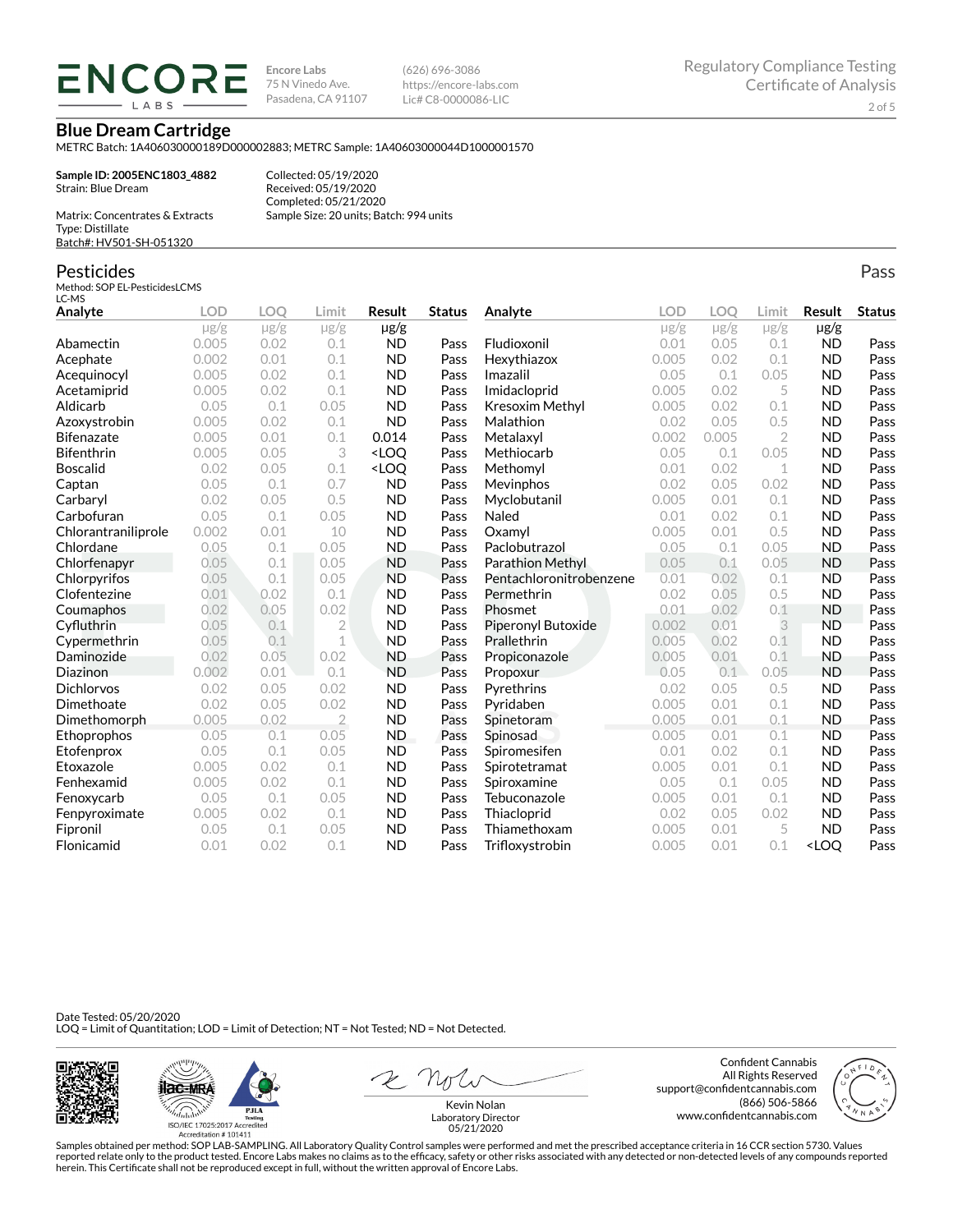**Encore Labs**
75 N Vinedo Ave.
Pasadena, CA 91107

(626) 696-3086
https://encore-labs.com
Lic# C8-0000086-LIC

Regulatory Compliance Testing
Certificate of Analysis

# Blue Dream Cartridge

METRC Batch: 1A406030000189D000002883; METRC Sample: 1A40603000044D1000001570

**Sample ID: 2005ENC1803_4882**
Strain: Blue Dream

Collected: 05/19/2020
Received: 05/19/2020
Completed: 05/21/2020

Matrix: Concentrates & Extracts
Type: Distillate
Batch#: HV501-SH-051320

Sample Size: 20 units; Batch: 994 units

## Pesticides

Pass

Method: SOP EL-PesticidesLCMS
LC-MS

| Analyte | LOD | LOQ | Limit | Result | Status |
|---|---|---|---|---|---|
| | μg/g | μg/g | μg/g | μg/g | |
| Abamectin | 0.005 | 0.02 | 0.1 | ND | Pass |
| Acephate | 0.002 | 0.01 | 0.1 | ND | Pass |
| Acequinocyl | 0.005 | 0.02 | 0.1 | ND | Pass |
| Acetamiprid | 0.005 | 0.02 | 0.1 | ND | Pass |
| Aldicarb | 0.05 | 0.1 | 0.05 | ND | Pass |
| Azoxystrobin | 0.005 | 0.02 | 0.1 | ND | Pass |
| Bifenazate | 0.005 | 0.01 | 0.1 | 0.014 | Pass |
| Bifenthrin | 0.005 | 0.05 | 3 | <LOQ | Pass |
| Boscalid | 0.02 | 0.05 | 0.1 | <LOQ | Pass |
| Captan | 0.05 | 0.1 | 0.7 | ND | Pass |
| Carbaryl | 0.02 | 0.05 | 0.5 | ND | Pass |
| Carbofuran | 0.05 | 0.1 | 0.05 | ND | Pass |
| Chlorantraniliprole | 0.002 | 0.01 | 10 | ND | Pass |
| Chlordane | 0.05 | 0.1 | 0.05 | ND | Pass |
| Chlorfenapyr | 0.05 | 0.1 | 0.05 | ND | Pass |
| Chlorpyrifos | 0.05 | 0.1 | 0.05 | ND | Pass |
| Clofentezine | 0.01 | 0.02 | 0.1 | ND | Pass |
| Coumaphos | 0.02 | 0.05 | 0.02 | ND | Pass |
| Cyfluthrin | 0.05 | 0.1 | 2 | ND | Pass |
| Cypermethrin | 0.05 | 0.1 | 1 | ND | Pass |
| Daminozide | 0.02 | 0.05 | 0.02 | ND | Pass |
| Diazinon | 0.002 | 0.01 | 0.1 | ND | Pass |
| Dichlorvos | 0.02 | 0.05 | 0.02 | ND | Pass |
| Dimethoate | 0.02 | 0.05 | 0.02 | ND | Pass |
| Dimethomorph | 0.005 | 0.02 | 2 | ND | Pass |
| Ethoprophos | 0.05 | 0.1 | 0.05 | ND | Pass |
| Etofenprox | 0.05 | 0.1 | 0.05 | ND | Pass |
| Etoxazole | 0.005 | 0.02 | 0.1 | ND | Pass |
| Fenhexamid | 0.005 | 0.02 | 0.1 | ND | Pass |
| Fenoxycarb | 0.05 | 0.1 | 0.05 | ND | Pass |
| Fenpyroximate | 0.005 | 0.02 | 0.1 | ND | Pass |
| Fipronil | 0.05 | 0.1 | 0.05 | ND | Pass |
| Flonicamid | 0.01 | 0.02 | 0.1 | ND | Pass |
| Fludioxonil | 0.01 | 0.05 | 0.1 | ND | Pass |
| Hexythiazox | 0.005 | 0.02 | 0.1 | ND | Pass |
| Imazalil | 0.05 | 0.1 | 0.05 | ND | Pass |
| Imidacloprid | 0.005 | 0.02 | 5 | ND | Pass |
| Kresoxim Methyl | 0.005 | 0.02 | 0.1 | ND | Pass |
| Malathion | 0.02 | 0.05 | 0.5 | ND | Pass |
| Metalaxyl | 0.002 | 0.005 | 2 | ND | Pass |
| Methiocarb | 0.05 | 0.1 | 0.05 | ND | Pass |
| Methomyl | 0.01 | 0.02 | 1 | ND | Pass |
| Mevinphos | 0.02 | 0.05 | 0.02 | ND | Pass |
| Myclobutanil | 0.005 | 0.01 | 0.1 | ND | Pass |
| Naled | 0.01 | 0.02 | 0.1 | ND | Pass |
| Oxamyl | 0.005 | 0.01 | 0.5 | ND | Pass |
| Paclobutrazol | 0.05 | 0.1 | 0.05 | ND | Pass |
| Parathion Methyl | 0.05 | 0.1 | 0.05 | ND | Pass |
| Pentachloronitrobenzene | 0.01 | 0.02 | 0.1 | ND | Pass |
| Permethrin | 0.02 | 0.05 | 0.5 | ND | Pass |
| Phosmet | 0.01 | 0.02 | 0.1 | ND | Pass |
| Piperonyl Butoxide | 0.002 | 0.01 | 3 | ND | Pass |
| Prallethrin | 0.005 | 0.02 | 0.1 | ND | Pass |
| Propiconazole | 0.005 | 0.01 | 0.1 | ND | Pass |
| Propoxur | 0.05 | 0.1 | 0.05 | ND | Pass |
| Pyrethrins | 0.02 | 0.05 | 0.5 | ND | Pass |
| Pyridaben | 0.005 | 0.01 | 0.1 | ND | Pass |
| Spinetoram | 0.005 | 0.01 | 0.1 | ND | Pass |
| Spinosad | 0.005 | 0.01 | 0.1 | ND | Pass |
| Spiromesifen | 0.01 | 0.02 | 0.1 | ND | Pass |
| Spirotetramat | 0.005 | 0.01 | 0.1 | ND | Pass |
| Spiroxamine | 0.05 | 0.1 | 0.05 | ND | Pass |
| Tebuconazole | 0.005 | 0.01 | 0.1 | ND | Pass |
| Thiacloprid | 0.02 | 0.05 | 0.02 | ND | Pass |
| Thiamethoxam | 0.005 | 0.01 | 5 | ND | Pass |
| Trifloxystrobin | 0.005 | 0.01 | 0.1 | <LOQ | Pass |

Date Tested: 05/20/2020
LOQ = Limit of Quantitation; LOD = Limit of Detection; NT = Not Tested; ND = Not Detected.

ISO/IEC 17025:2017 Accredited
Accreditation # 101411

Kevin Nolan
Laboratory Director
05/21/2020

Confident Cannabis
All Rights Reserved
support@confidentcannabis.com
(866) 506-5866
www.confidentcannabis.com

Samples obtained per method: SOP LAB-SAMPLING. All Laboratory Quality Control samples were performed and met the prescribed acceptance criteria in 16 CCR section 5730. Values reported relate only to the product tested. Encore Labs makes no claims as to the efficacy, safety or other risks associated with any detected or non-detected levels of any compounds reported herein. This Certificate shall not be reproduced except in full, without the written approval of Encore Labs.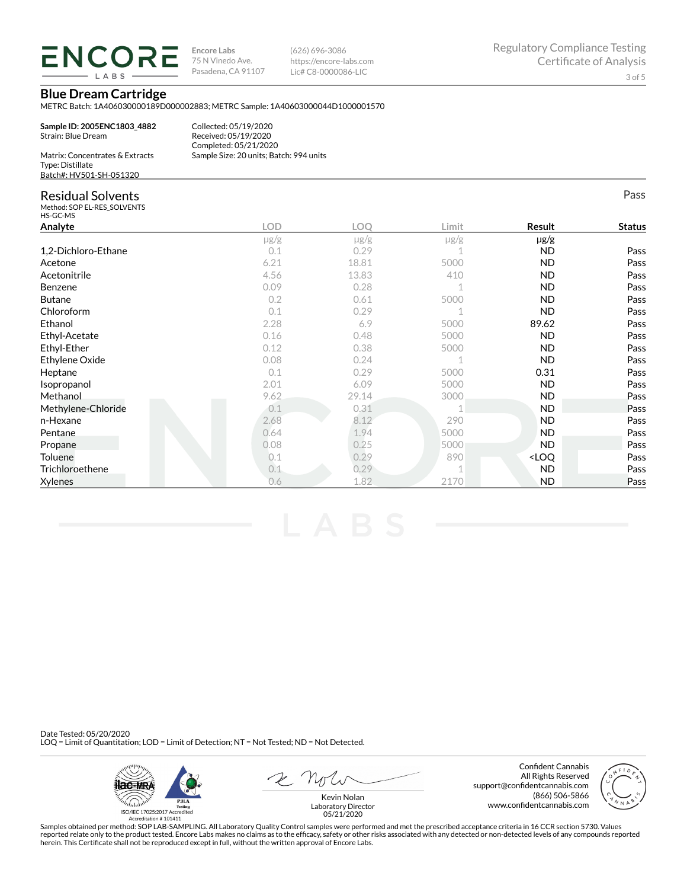Encore Labs
75 N Vinedo Ave.
Pasadena, CA 91107

(626) 696-3086
https://encore-labs.com
Lic# C8-0000086-LIC

Regulatory Compliance Testing
Certificate of Analysis

# Blue Dream Cartridge

METRC Batch: 1A406030000189D000002883; METRC Sample: 1A40603000044D1000001570

**Sample ID: 2005ENC1803_4882**
Strain: Blue Dream

Matrix: Concentrates & Extracts
Type: Distillate
Batch#: HV501-SH-051320

Collected: 05/19/2020
Received: 05/19/2020
Completed: 05/21/2020
Sample Size: 20 units; Batch: 994 units

## Residual Solvents

Pass

Method: SOP EL-RES_SOLVENTS
HS-GC-MS

| Analyte | LOD | LOQ | Limit | Result | Status |
|---|---|---|---|---|---|
| | μg/g | μg/g | μg/g | μg/g | |
| 1,2-Dichloro-Ethane | 0.1 | 0.29 | 1 | ND | Pass |
| Acetone | 6.21 | 18.81 | 5000 | ND | Pass |
| Acetonitrile | 4.56 | 13.83 | 410 | ND | Pass |
| Benzene | 0.09 | 0.28 | 1 | ND | Pass |
| Butane | 0.2 | 0.61 | 5000 | ND | Pass |
| Chloroform | 0.1 | 0.29 | 1 | ND | Pass |
| Ethanol | 2.28 | 6.9 | 5000 | 89.62 | Pass |
| Ethyl-Acetate | 0.16 | 0.48 | 5000 | ND | Pass |
| Ethyl-Ether | 0.12 | 0.38 | 5000 | ND | Pass |
| Ethylene Oxide | 0.08 | 0.24 | 1 | ND | Pass |
| Heptane | 0.1 | 0.29 | 5000 | 0.31 | Pass |
| Isopropanol | 2.01 | 6.09 | 5000 | ND | Pass |
| Methanol | 9.62 | 29.14 | 3000 | ND | Pass |
| Methylene-Chloride | 0.1 | 0.31 | 1 | ND | Pass |
| n-Hexane | 2.68 | 8.12 | 290 | ND | Pass |
| Pentane | 0.64 | 1.94 | 5000 | ND | Pass |
| Propane | 0.08 | 0.25 | 5000 | ND | Pass |
| Toluene | 0.1 | 0.29 | 890 | <LOQ | Pass |
| Trichloroethene | 0.1 | 0.29 | 1 | ND | Pass |
| Xylenes | 0.6 | 1.82 | 2170 | ND | Pass |

Date Tested: 05/20/2020
LOQ = Limit of Quantitation; LOD = Limit of Detection; NT = Not Tested; ND = Not Detected.

ISO/IEC 17025:2017 Accredited
Accreditation # 101411

Kevin Nolan
Laboratory Director
05/21/2020

Confident Cannabis
All Rights Reserved
support@confidentcannabis.com
(866) 506-5866
www.confidentcannabis.com

Samples obtained per method: SOP LAB-SAMPLING. All Laboratory Quality Control samples were performed and met the prescribed acceptance criteria in 16 CCR section 5730. Values reported relate only to the product tested. Encore Labs makes no claims as to the efficacy, safety or other risks associated with any detected or non-detected levels of any compounds reported herein. This Certificate shall not be reproduced except in full, without the written approval of Encore Labs.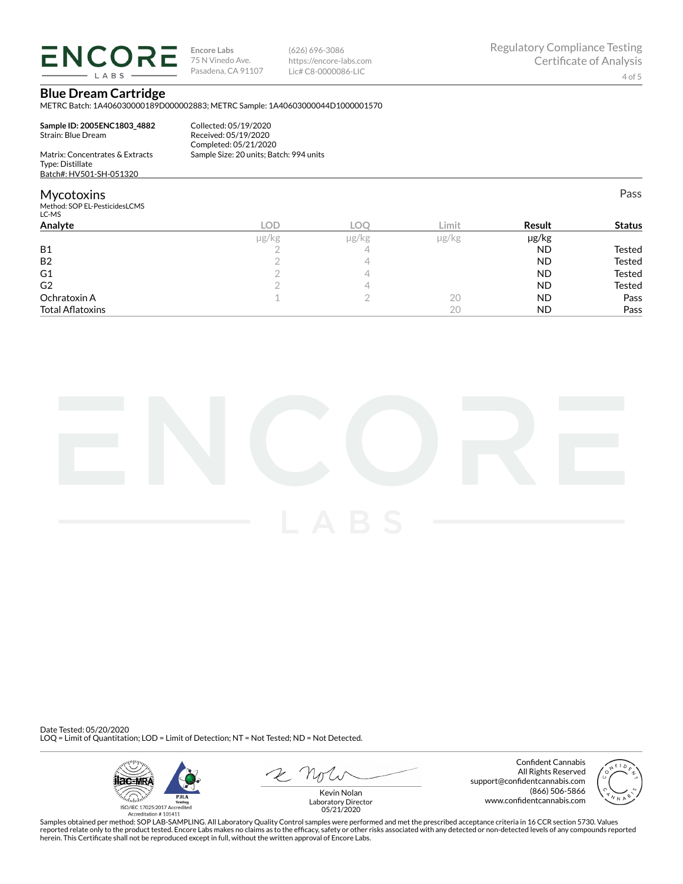**Encore Labs**
75 N Vinedo Ave.
Pasadena, CA 91107

(626) 696-3086
https://encore-labs.com
Lic# C8-0000086-LIC

Regulatory Compliance Testing
Certificate of Analysis

## Blue Dream Cartridge

METRC Batch: 1A406030000189D000002883; METRC Sample: 1A40603000044D1000001570

**Sample ID: 2005ENC1803_4882**
Strain: Blue Dream

Matrix: Concentrates & Extracts
Type: Distillate
Batch#: HV501-SH-051320

Collected: 05/19/2020
Received: 05/19/2020
Completed: 05/21/2020
Sample Size: 20 units; Batch: 994 units

### Mycotoxins

Pass

Method: SOP EL-PesticidesLCMS
LC-MS

| Analyte | LOD | LOQ | Limit | Result | Status |
|---|---|---|---|---|---|
| | µg/kg | µg/kg | µg/kg | µg/kg | |
| B1 | 2 | 4 | | ND | Tested |
| B2 | 2 | 4 | | ND | Tested |
| G1 | 2 | 4 | | ND | Tested |
| G2 | 2 | 4 | | ND | Tested |
| Ochratoxin A | 1 | 2 | 20 | ND | Pass |
| Total Aflatoxins | | | 20 | ND | Pass |

Date Tested: 05/20/2020
LOQ = Limit of Quantitation; LOD = Limit of Detection; NT = Not Tested; ND = Not Detected.

ISO/IEC 17025:2017 Accredited
Accreditation # 101411

Kevin Nolan
Laboratory Director
05/21/2020

Confident Cannabis
All Rights Reserved
support@confidentcannabis.com
(866) 506-5866
www.confidentcannabis.com

Samples obtained per method: SOP LAB-SAMPLING. All Laboratory Quality Control samples were performed and met the prescribed acceptance criteria in 16 CCR section 5730. Values reported relate only to the product tested. Encore Labs makes no claims as to the efficacy, safety or other risks associated with any detected or non-detected levels of any compounds reported herein. This Certificate shall not be reproduced except in full, without the written approval of Encore Labs.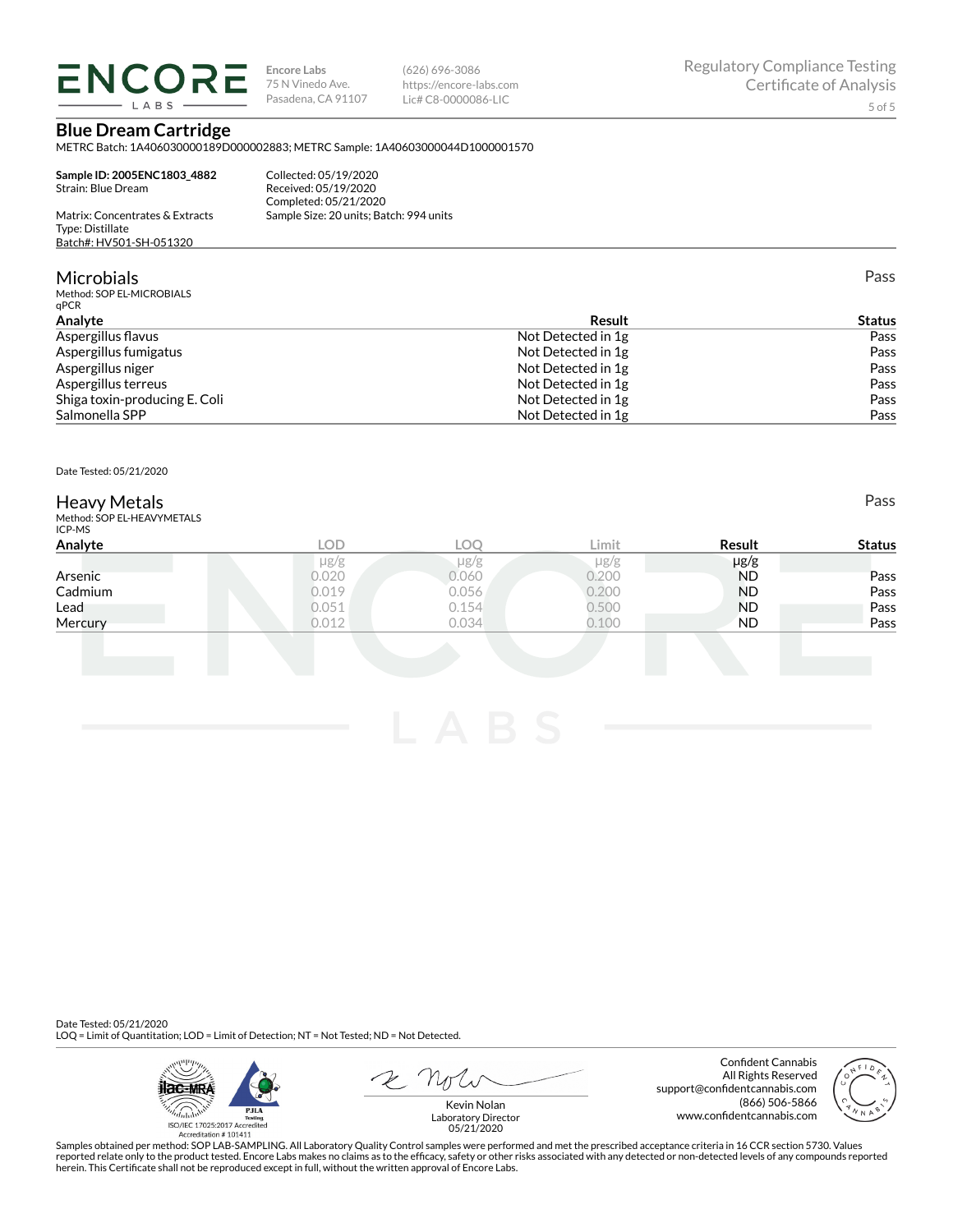ENCORE LABS

Encore Labs
75 N Vinedo Ave.
Pasadena, CA 91107

(626) 696-3086
https://encore-labs.com
Lic# C8-0000086-LIC

Regulatory Compliance Testing
Certificate of Analysis

## Blue Dream Cartridge

METRC Batch: 1A406030000189D000002883; METRC Sample: 1A40603000044D1000001570

**Sample ID: 2005ENC1803_4882**
Strain: Blue Dream

Matrix: Concentrates & Extracts
Type: Distillate
Batch#: HV501-SH-051320

Collected: 05/19/2020
Received: 05/19/2020
Completed: 05/21/2020
Sample Size: 20 units; Batch: 994 units

## Microbials

Pass

Method: SOP EL-MICROBIALS
qPCR

| Analyte | Result | Status |
|---|---|---|
| Aspergillus flavus | Not Detected in 1g | Pass |
| Aspergillus fumigatus | Not Detected in 1g | Pass |
| Aspergillus niger | Not Detected in 1g | Pass |
| Aspergillus terreus | Not Detected in 1g | Pass |
| Shiga toxin-producing E. Coli | Not Detected in 1g | Pass |
| Salmonella SPP | Not Detected in 1g | Pass |

Date Tested: 05/21/2020

## Heavy Metals

Pass

Method: SOP EL-HEAVYMETALS
ICP-MS

| Analyte | LOD | LOQ | Limit | Result | Status |
|---|---|---|---|---|---|
| | µg/g | µg/g | µg/g | µg/g | |
| Arsenic | 0.020 | 0.060 | 0.200 | ND | Pass |
| Cadmium | 0.019 | 0.056 | 0.200 | ND | Pass |
| Lead | 0.051 | 0.154 | 0.500 | ND | Pass |
| Mercury | 0.012 | 0.034 | 0.100 | ND | Pass |

Date Tested: 05/21/2020
LOQ = Limit of Quantitation; LOD = Limit of Detection; NT = Not Tested; ND = Not Detected.

ISO/IEC 17025:2017 Accredited
Accreditation # 101411

Kevin Nolan
Laboratory Director
05/21/2020

Confident Cannabis
All Rights Reserved
support@confidentcannabis.com
(866) 506-5866
www.confidentcannabis.com

Samples obtained per method: SOP LAB-SAMPLING. All Laboratory Quality Control samples were performed and met the prescribed acceptance criteria in 16 CCR section 5730. Values reported relate only to the product tested. Encore Labs makes no claims as to the efficacy, safety or other risks associated with any detected or non-detected levels of any compounds reported herein. This Certificate shall not be reproduced except in full, without the written approval of Encore Labs.